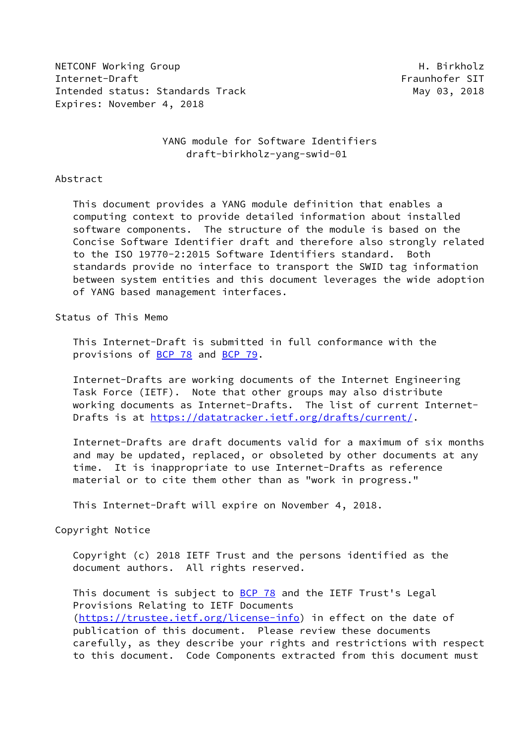NETCONF Working Group H. Birkholz
Internet-Draft Fraunhofer SIT
Intended status: Standards Track May 03, 2018
Expires: November 4, 2018

# YANG module for Software Identifiers
## draft-birkholz-yang-swid-01

## Abstract

This document provides a YANG module definition that enables a computing context to provide detailed information about installed software components. The structure of the module is based on the Concise Software Identifier draft and therefore also strongly related to the ISO 19770-2:2015 Software Identifiers standard. Both standards provide no interface to transport the SWID tag information between system entities and this document leverages the wide adoption of YANG based management interfaces.

## Status of This Memo

This Internet-Draft is submitted in full conformance with the provisions of BCP 78 and BCP 79.

Internet-Drafts are working documents of the Internet Engineering Task Force (IETF). Note that other groups may also distribute working documents as Internet-Drafts. The list of current Internet-Drafts is at https://datatracker.ietf.org/drafts/current/.

Internet-Drafts are draft documents valid for a maximum of six months and may be updated, replaced, or obsoleted by other documents at any time. It is inappropriate to use Internet-Drafts as reference material or to cite them other than as "work in progress."

This Internet-Draft will expire on November 4, 2018.

## Copyright Notice

Copyright (c) 2018 IETF Trust and the persons identified as the document authors. All rights reserved.

This document is subject to BCP 78 and the IETF Trust's Legal Provisions Relating to IETF Documents (https://trustee.ietf.org/license-info) in effect on the date of publication of this document. Please review these documents carefully, as they describe your rights and restrictions with respect to this document. Code Components extracted from this document must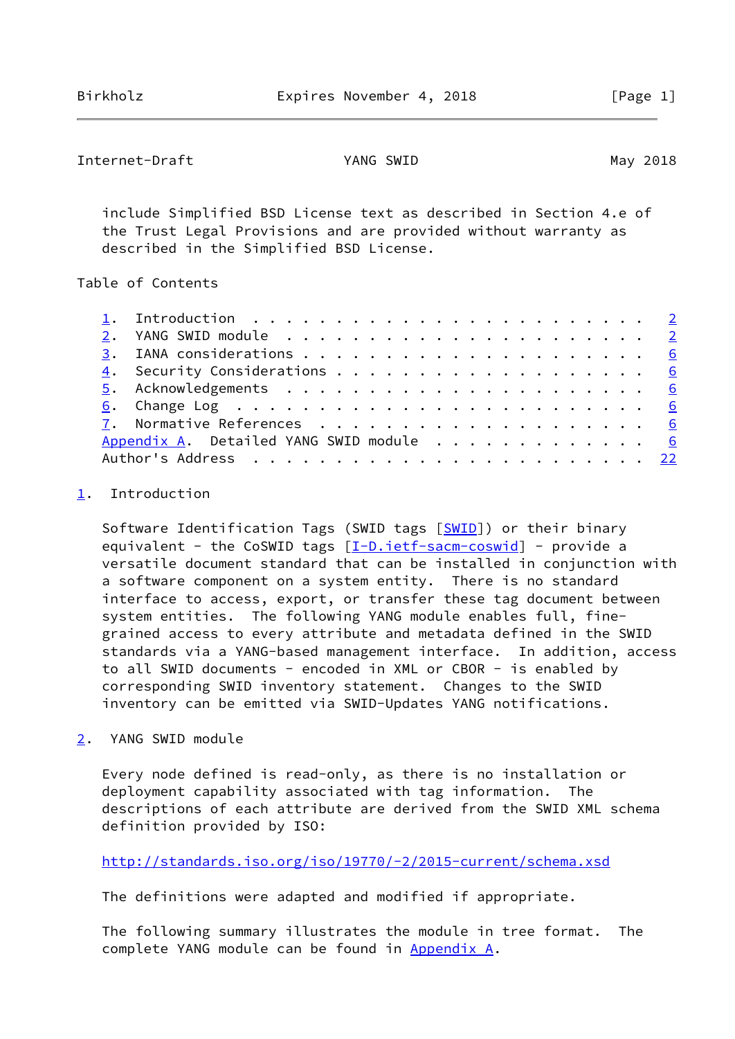include Simplified BSD License text as described in Section 4.e of the Trust Legal Provisions and are provided without warranty as described in the Simplified BSD License.

Table of Contents

1. Introduction . . . . . . . . . . . . . . . . . . . . . . . . 2
2. YANG SWID module . . . . . . . . . . . . . . . . . . . . . . 2
3. IANA considerations . . . . . . . . . . . . . . . . . . . . . 6
4. Security Considerations . . . . . . . . . . . . . . . . . . . 6
5. Acknowledgements . . . . . . . . . . . . . . . . . . . . . . 6
6. Change Log . . . . . . . . . . . . . . . . . . . . . . . . . 6
7. Normative References . . . . . . . . . . . . . . . . . . . . 6
Appendix A. Detailed YANG SWID module . . . . . . . . . . . . . 6
Author's Address . . . . . . . . . . . . . . . . . . . . . . . . 22

## 1. Introduction

Software Identification Tags (SWID tags [SWID]) or their binary equivalent - the CoSWID tags [I-D.ietf-sacm-coswid] - provide a versatile document standard that can be installed in conjunction with a software component on a system entity. There is no standard interface to access, export, or transfer these tag document between system entities. The following YANG module enables full, fine-grained access to every attribute and metadata defined in the SWID standards via a YANG-based management interface. In addition, access to all SWID documents - encoded in XML or CBOR - is enabled by corresponding SWID inventory statement. Changes to the SWID inventory can be emitted via SWID-Updates YANG notifications.

## 2. YANG SWID module

Every node defined is read-only, as there is no installation or deployment capability associated with tag information. The descriptions of each attribute are derived from the SWID XML schema definition provided by ISO:

http://standards.iso.org/iso/19770/-2/2015-current/schema.xsd

The definitions were adapted and modified if appropriate.

The following summary illustrates the module in tree format. The complete YANG module can be found in Appendix A.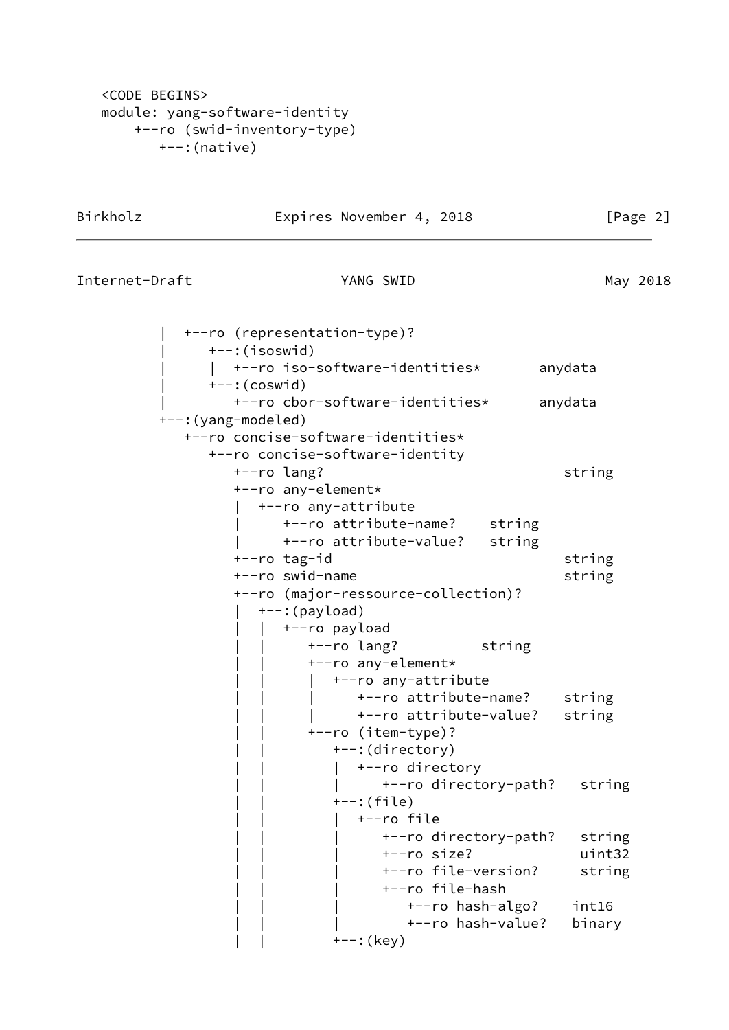```
<CODE BEGINS>
module: yang-software-identity
    +--ro (swid-inventory-type)
       +--:(native)
```

```
       |  +--ro (representation-type)?
       |     +--:(isoswid)
       |     |  +--ro iso-software-identities*       anydata
       |     +--:(coswid)
       |        +--ro cbor-software-identities*      anydata
       +--:(yang-modeled)
          +--ro concise-software-identities*
             +--ro concise-software-identity
                +--ro lang?                             string
                +--ro any-element*
                |  +--ro any-attribute
                |     +--ro attribute-name?    string
                |     +--ro attribute-value?   string
                +--ro tag-id                            string
                +--ro swid-name                         string
                +--ro (major-ressource-collection)?
                |  +--:(payload)
                |  |  +--ro payload
                |  |     +--ro lang?           string
                |  |     +--ro any-element*
                |  |     |  +--ro any-attribute
                |  |     |     +--ro attribute-name?    string
                |  |     |     +--ro attribute-value?   string
                |  |     +--ro (item-type)?
                |  |        +--:(directory)
                |  |        |  +--ro directory
                |  |        |     +--ro directory-path?   string
                |  |        +--:(file)
                |  |        |  +--ro file
                |  |        |     +--ro directory-path?   string
                |  |        |     +--ro size?             uint32
                |  |        |     +--ro file-version?     string
                |  |        |     +--ro file-hash
                |  |        |        +--ro hash-algo?    int16
                |  |        |        +--ro hash-value?   binary
                |  |        +--:(key)
```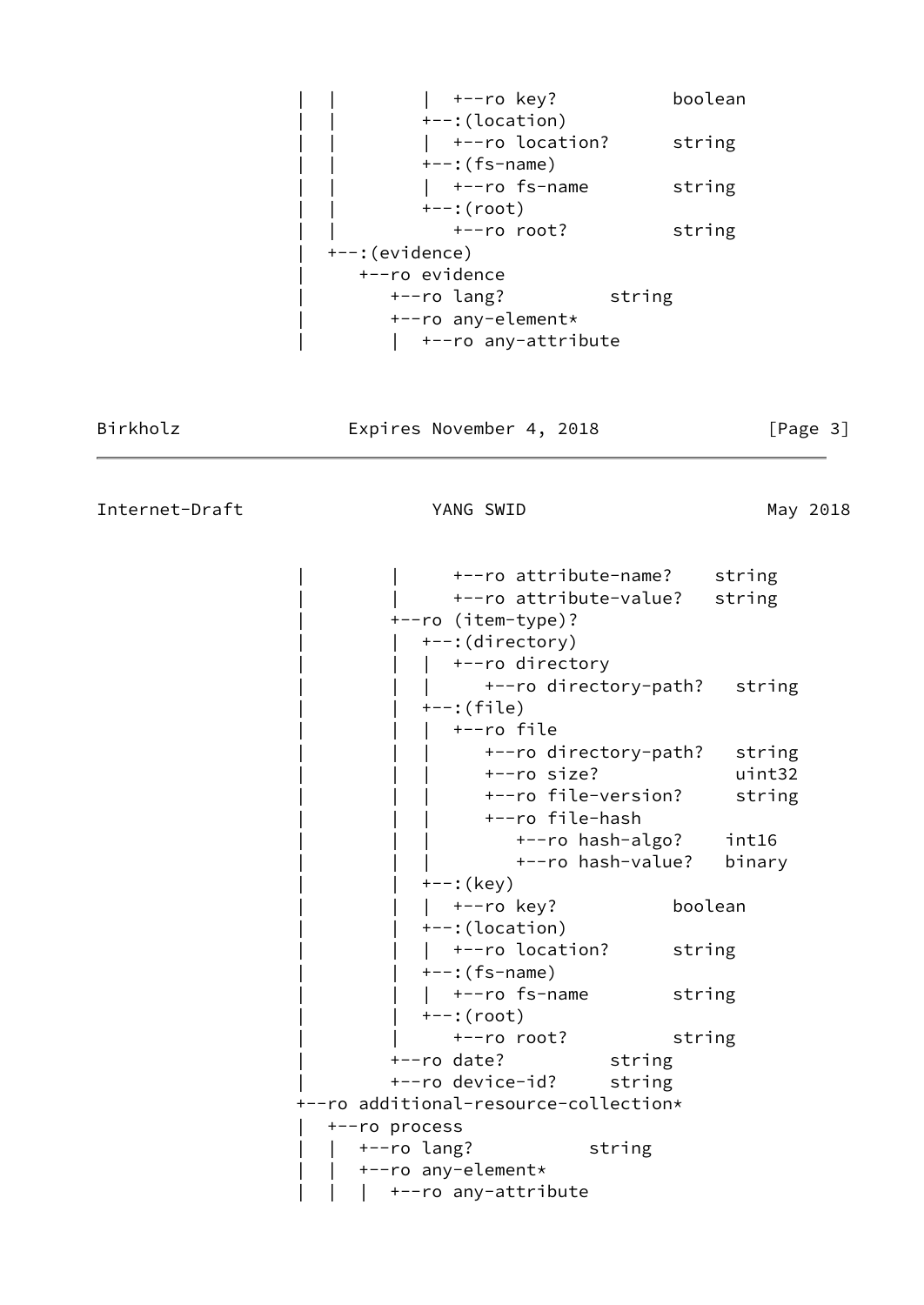```
   |  |        |  +--ro key?           boolean
   |  |        +--:(location)
   |  |        |  +--ro location?      string
   |  |        +--:(fs-name)
   |  |        |  +--ro fs-name        string
   |  |        +--:(root)
   |  |           +--ro root?          string
   |  +--:(evidence)
   |     +--ro evidence
   |        +--ro lang?          string
   |        +--ro any-element*
   |        |  +--ro any-attribute
```

```
   |        |     +--ro attribute-name?    string
   |        |     +--ro attribute-value?   string
   |        +--ro (item-type)?
   |        |  +--:(directory)
   |        |  |  +--ro directory
   |        |  |     +--ro directory-path?   string
   |        |  +--:(file)
   |        |  |  +--ro file
   |        |  |     +--ro directory-path?   string
   |        |  |     +--ro size?             uint32
   |        |  |     +--ro file-version?     string
   |        |  |     +--ro file-hash
   |        |  |        +--ro hash-algo?    int16
   |        |  |        +--ro hash-value?   binary
   |        |  +--:(key)
   |        |  |  +--ro key?           boolean
   |        |  +--:(location)
   |        |  |  +--ro location?      string
   |        |  +--:(fs-name)
   |        |  |  +--ro fs-name        string
   |        |  +--:(root)
   |        |     +--ro root?          string
   |        +--ro date?          string
   |        +--ro device-id?     string
   +--ro additional-resource-collection*
   |  +--ro process
   |  |  +--ro lang?          string
   |  |  +--ro any-element*
   |  |  |  +--ro any-attribute
```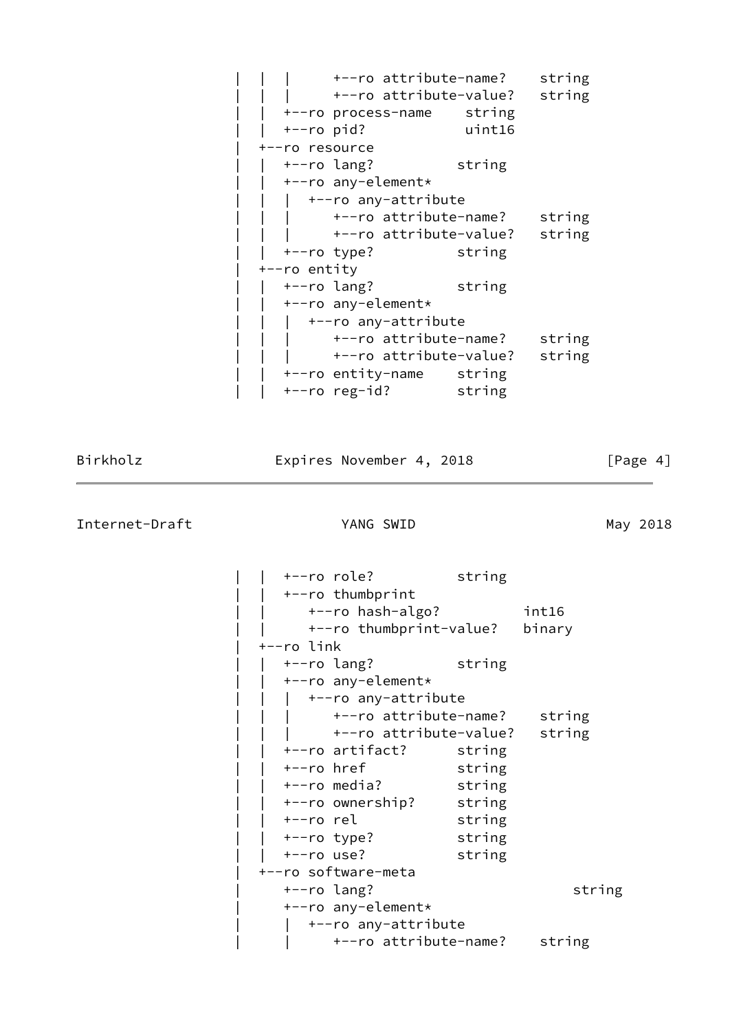```
   |  |  |     +--ro attribute-name?    string
   |  |  |     +--ro attribute-value?   string
   |  |  +--ro process-name    string
   |  |  +--ro pid?            uint16
   |  +--ro resource
   |  |  +--ro lang?          string
   |  |  +--ro any-element*
   |  |  |  +--ro any-attribute
   |  |  |     +--ro attribute-name?    string
   |  |  |     +--ro attribute-value?   string
   |  |  +--ro type?          string
   |  +--ro entity
   |  |  +--ro lang?          string
   |  |  +--ro any-element*
   |  |  |  +--ro any-attribute
   |  |  |     +--ro attribute-name?    string
   |  |  |     +--ro attribute-value?   string
   |  |  +--ro entity-name    string
   |  |  +--ro reg-id?        string
```

```
   |  |  +--ro role?          string
   |  |  +--ro thumbprint
   |  |     +--ro hash-algo?          int16
   |  |     +--ro thumbprint-value?   binary
   |  +--ro link
   |  |  +--ro lang?          string
   |  |  +--ro any-element*
   |  |  |  +--ro any-attribute
   |  |  |     +--ro attribute-name?    string
   |  |  |     +--ro attribute-value?   string
   |  |  +--ro artifact?      string
   |  |  +--ro href           string
   |  |  +--ro media?         string
   |  |  +--ro ownership?     string
   |  |  +--ro rel            string
   |  |  +--ro type?          string
   |  |  +--ro use?           string
   |  +--ro software-meta
   |     +--ro lang?                          string
   |     +--ro any-element*
   |     |  +--ro any-attribute
   |     |     +--ro attribute-name?    string
```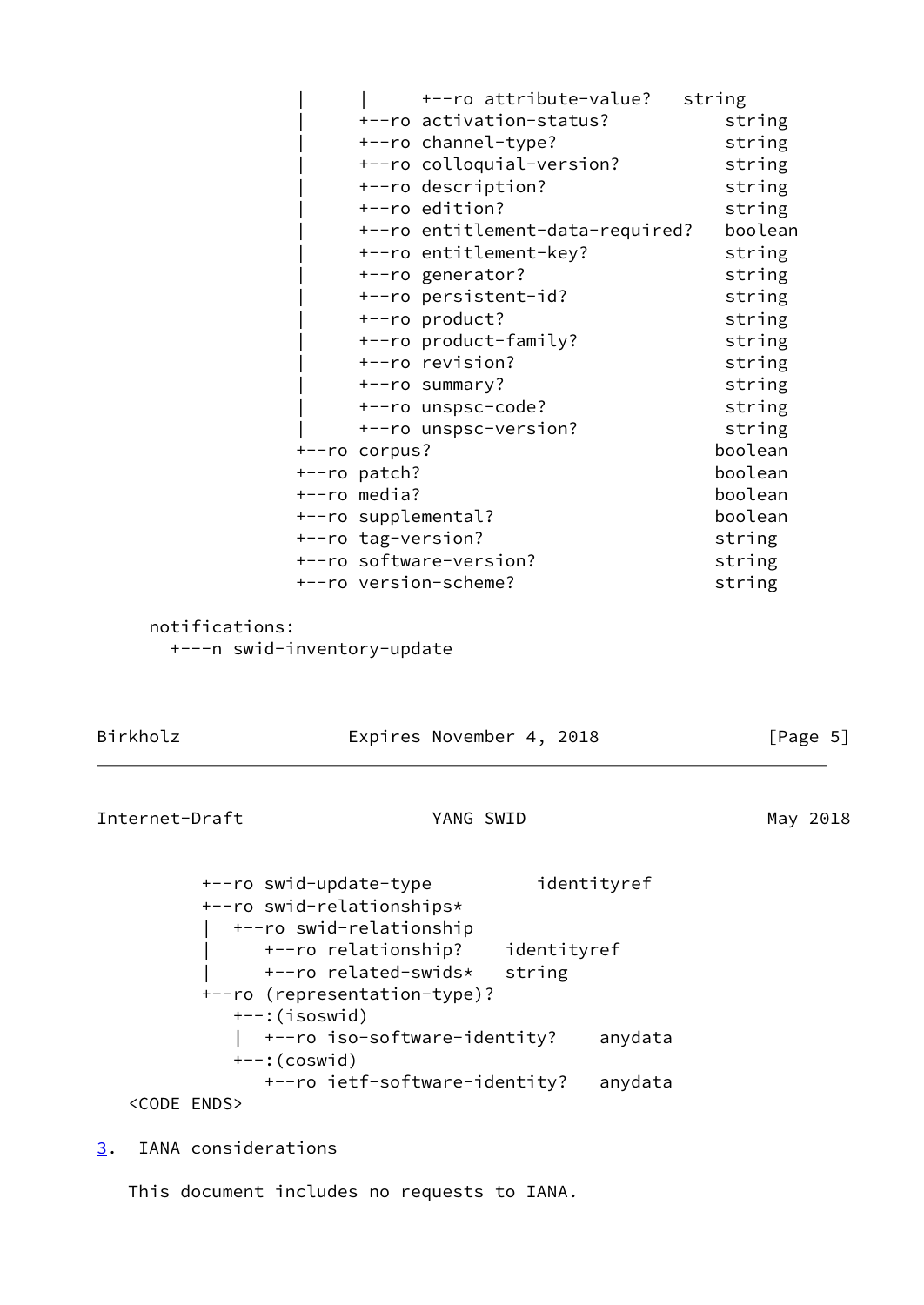```
                 |     |     +--ro attribute-value?   string
                 |     +--ro activation-status?          string
                 |     +--ro channel-type?               string
                 |     +--ro colloquial-version?         string
                 |     +--ro description?                string
                 |     +--ro edition?                    string
                 |     +--ro entitlement-data-required?  boolean
                 |     +--ro entitlement-key?            string
                 |     +--ro generator?                  string
                 |     +--ro persistent-id?              string
                 |     +--ro product?                    string
                 |     +--ro product-family?             string
                 |     +--ro revision?                   string
                 |     +--ro summary?                    string
                 |     +--ro unspsc-code?                string
                 |     +--ro unspsc-version?             string
                 +--ro corpus?                          boolean
                 +--ro patch?                           boolean
                 +--ro media?                           boolean
                 +--ro supplemental?                    boolean
                 +--ro tag-version?                     string
                 +--ro software-version?                string
                 +--ro version-scheme?                  string

     notifications:
       +---n swid-inventory-update
```

```
         +--ro swid-update-type          identityref
         +--ro swid-relationships*
         |  +--ro swid-relationship
         |     +--ro relationship?    identityref
         |     +--ro related-swids*   string
         +--ro (representation-type)?
            +--:(isoswid)
            |  +--ro iso-software-identity?    anydata
            +--:(coswid)
               +--ro ietf-software-identity?   anydata
   <CODE ENDS>
```

## 3. IANA considerations

This document includes no requests to IANA.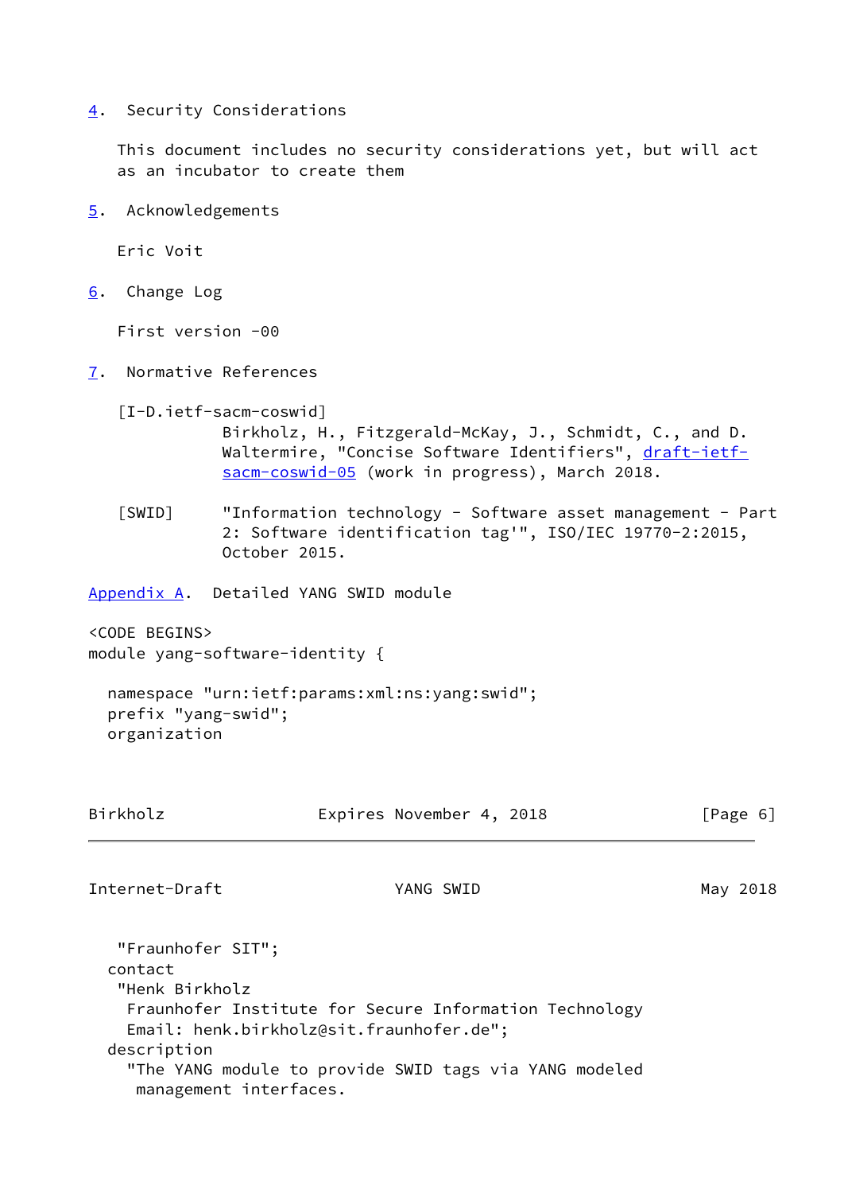## 4. Security Considerations

This document includes no security considerations yet, but will act as an incubator to create them

## 5. Acknowledgements

Eric Voit

## 6. Change Log

First version -00

## 7. Normative References

[I-D.ietf-sacm-coswid]
Birkholz, H., Fitzgerald-McKay, J., Schmidt, C., and D. Waltermire, "Concise Software Identifiers", draft-ietf-sacm-coswid-05 (work in progress), March 2018.

[SWID] "Information technology - Software asset management - Part 2: Software identification tag'", ISO/IEC 19770-2:2015, October 2015.

## Appendix A. Detailed YANG SWID module

```
<CODE BEGINS>
module yang-software-identity {

  namespace "urn:ietf:params:xml:ns:yang:swid";
  prefix "yang-swid";
  organization
   "Fraunhofer SIT";
  contact
   "Henk Birkholz
    Fraunhofer Institute for Secure Information Technology
    Email: henk.birkholz@sit.fraunhofer.de";
  description
    "The YANG module to provide SWID tags via YANG modeled
     management interfaces.
```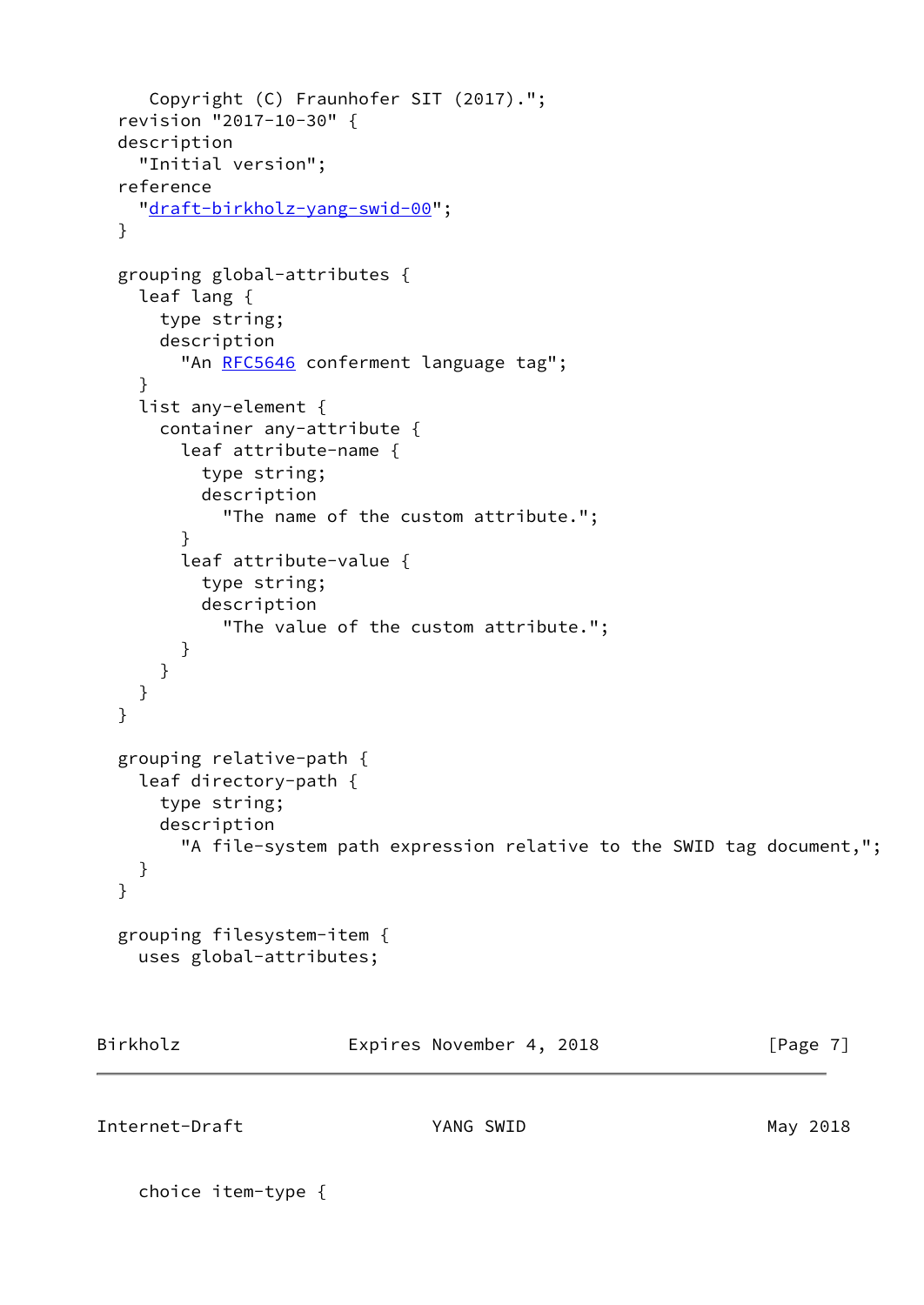```
     Copyright (C) Fraunhofer SIT (2017).";
  revision "2017-10-30" {
  description
    "Initial version";
  reference
    "draft-birkholz-yang-swid-00";
  }

  grouping global-attributes {
    leaf lang {
      type string;
      description
        "An RFC5646 conferment language tag";
    }
    list any-element {
      container any-attribute {
        leaf attribute-name {
          type string;
          description
            "The name of the custom attribute.";
        }
        leaf attribute-value {
          type string;
          description
            "The value of the custom attribute.";
        }
      }
    }
  }

  grouping relative-path {
    leaf directory-path {
      type string;
      description
        "A file-system path expression relative to the SWID tag document,";
    }
  }

  grouping filesystem-item {
    uses global-attributes;

    choice item-type {
```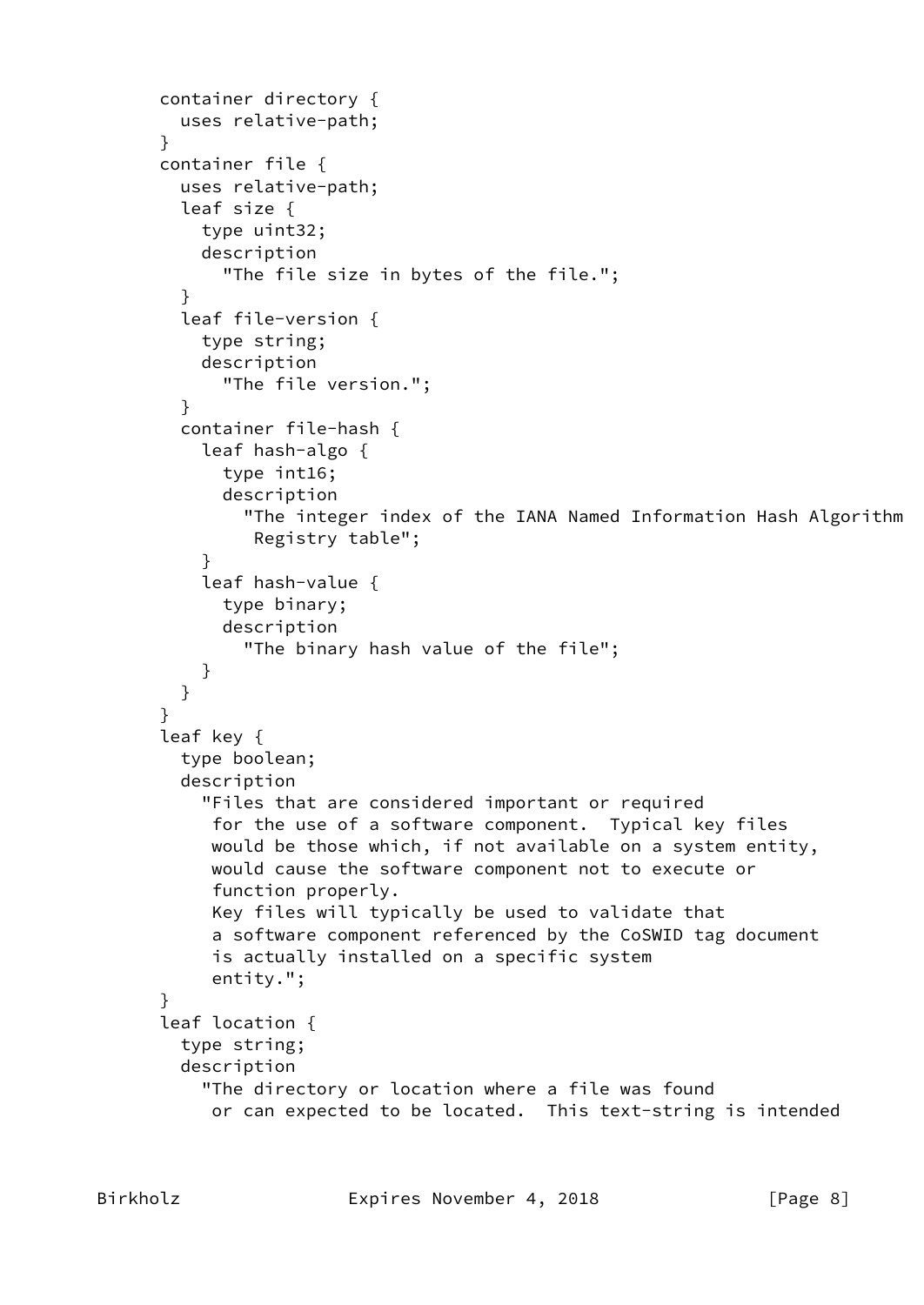```
       container directory {
         uses relative-path;
       }
       container file {
         uses relative-path;
         leaf size {
           type uint32;
           description
             "The file size in bytes of the file.";
         }
         leaf file-version {
           type string;
           description
             "The file version.";
         }
         container file-hash {
           leaf hash-algo {
             type int16;
             description
               "The integer index of the IANA Named Information Hash Algorithm
                Registry table";
           }
           leaf hash-value {
             type binary;
             description
               "The binary hash value of the file";
           }
         }
       }
       leaf key {
         type boolean;
         description
           "Files that are considered important or required
            for the use of a software component.  Typical key files
            would be those which, if not available on a system entity,
            would cause the software component not to execute or
            function properly.
            Key files will typically be used to validate that
            a software component referenced by the CoSWID tag document
            is actually installed on a specific system
            entity.";
       }
       leaf location {
         type string;
         description
           "The directory or location where a file was found
            or can expected to be located.  This text-string is intended
```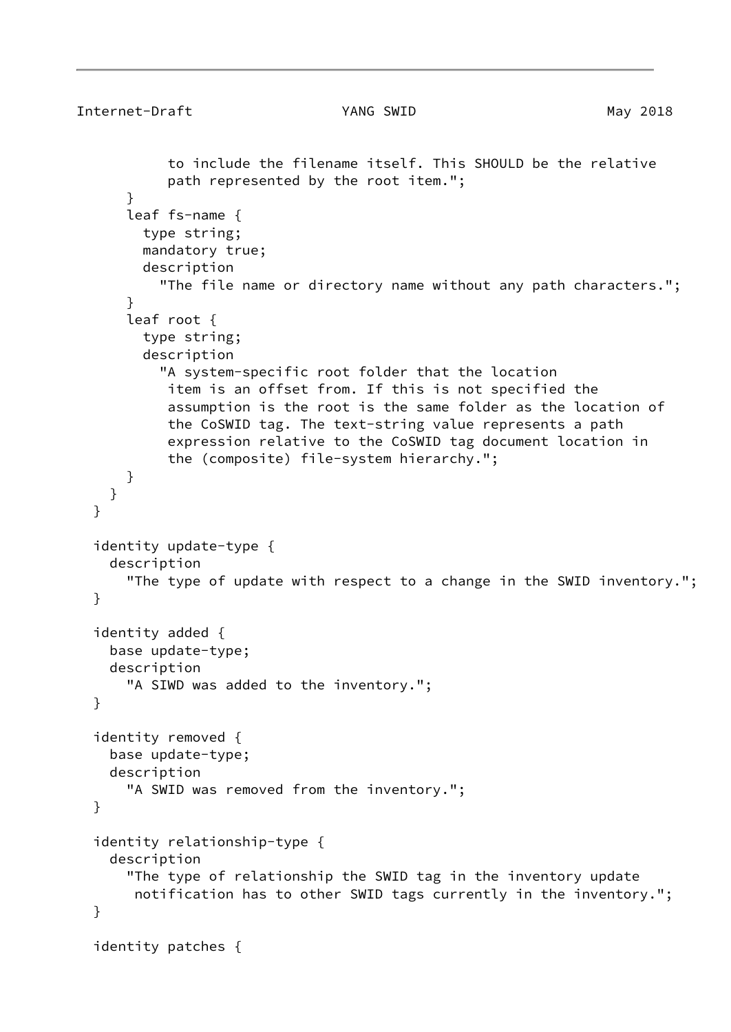```
           to include the filename itself. This SHOULD be the relative
           path represented by the root item.";
      }
      leaf fs-name {
        type string;
        mandatory true;
        description
          "The file name or directory name without any path characters.";
      }
      leaf root {
        type string;
        description
          "A system-specific root folder that the location
           item is an offset from. If this is not specified the
           assumption is the root is the same folder as the location of
           the CoSWID tag. The text-string value represents a path
           expression relative to the CoSWID tag document location in
           the (composite) file-system hierarchy.";
      }
    }
  }

  identity update-type {
    description
      "The type of update with respect to a change in the SWID inventory.";
  }

  identity added {
    base update-type;
    description
      "A SIWD was added to the inventory.";
  }

  identity removed {
    base update-type;
    description
      "A SWID was removed from the inventory.";
  }

  identity relationship-type {
    description
      "The type of relationship the SWID tag in the inventory update
       notification has to other SWID tags currently in the inventory.";
  }

  identity patches {
```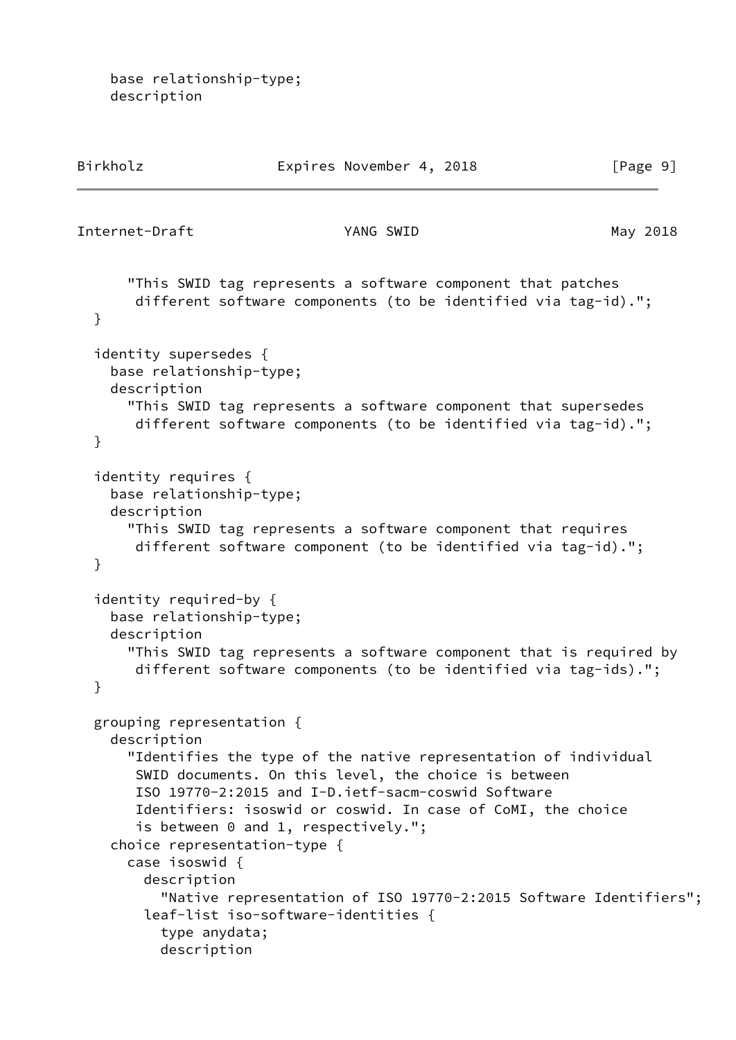```
    base relationship-type;
    description
      "This SWID tag represents a software component that patches
       different software components (to be identified via tag-id).";
  }

  identity supersedes {
    base relationship-type;
    description
      "This SWID tag represents a software component that supersedes
       different software components (to be identified via tag-id).";
  }

  identity requires {
    base relationship-type;
    description
      "This SWID tag represents a software component that requires
       different software component (to be identified via tag-id).";
  }

  identity required-by {
    base relationship-type;
    description
      "This SWID tag represents a software component that is required by
       different software components (to be identified via tag-ids).";
  }

  grouping representation {
    description
      "Identifies the type of the native representation of individual
       SWID documents. On this level, the choice is between
       ISO 19770-2:2015 and I-D.ietf-sacm-coswid Software
       Identifiers: isoswid or coswid. In case of CoMI, the choice
       is between 0 and 1, respectively.";
    choice representation-type {
      case isoswid {
        description
          "Native representation of ISO 19770-2:2015 Software Identifiers";
        leaf-list iso-software-identities {
          type anydata;
          description
```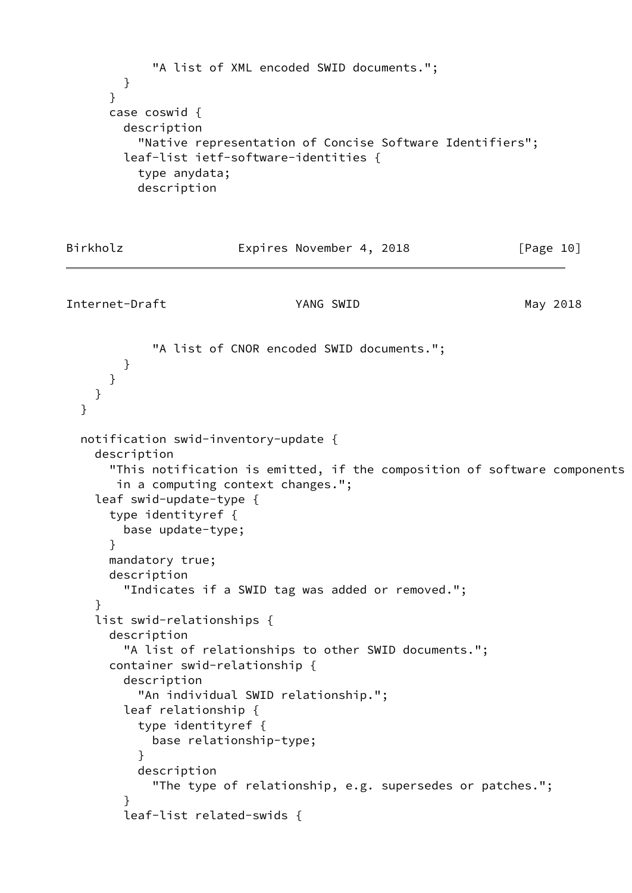```
            "A list of XML encoded SWID documents.";
        }
      }
      case coswid {
        description
          "Native representation of Concise Software Identifiers";
        leaf-list ietf-software-identities {
          type anydata;
          description
            "A list of CNOR encoded SWID documents.";
        }
      }
    }
  }

  notification swid-inventory-update {
    description
      "This notification is emitted, if the composition of software components
       in a computing context changes.";
    leaf swid-update-type {
      type identityref {
        base update-type;
      }
      mandatory true;
      description
        "Indicates if a SWID tag was added or removed.";
    }
    list swid-relationships {
      description
        "A list of relationships to other SWID documents.";
      container swid-relationship {
        description
          "An individual SWID relationship.";
        leaf relationship {
          type identityref {
            base relationship-type;
          }
          description
            "The type of relationship, e.g. supersedes or patches.";
        }
        leaf-list related-swids {
```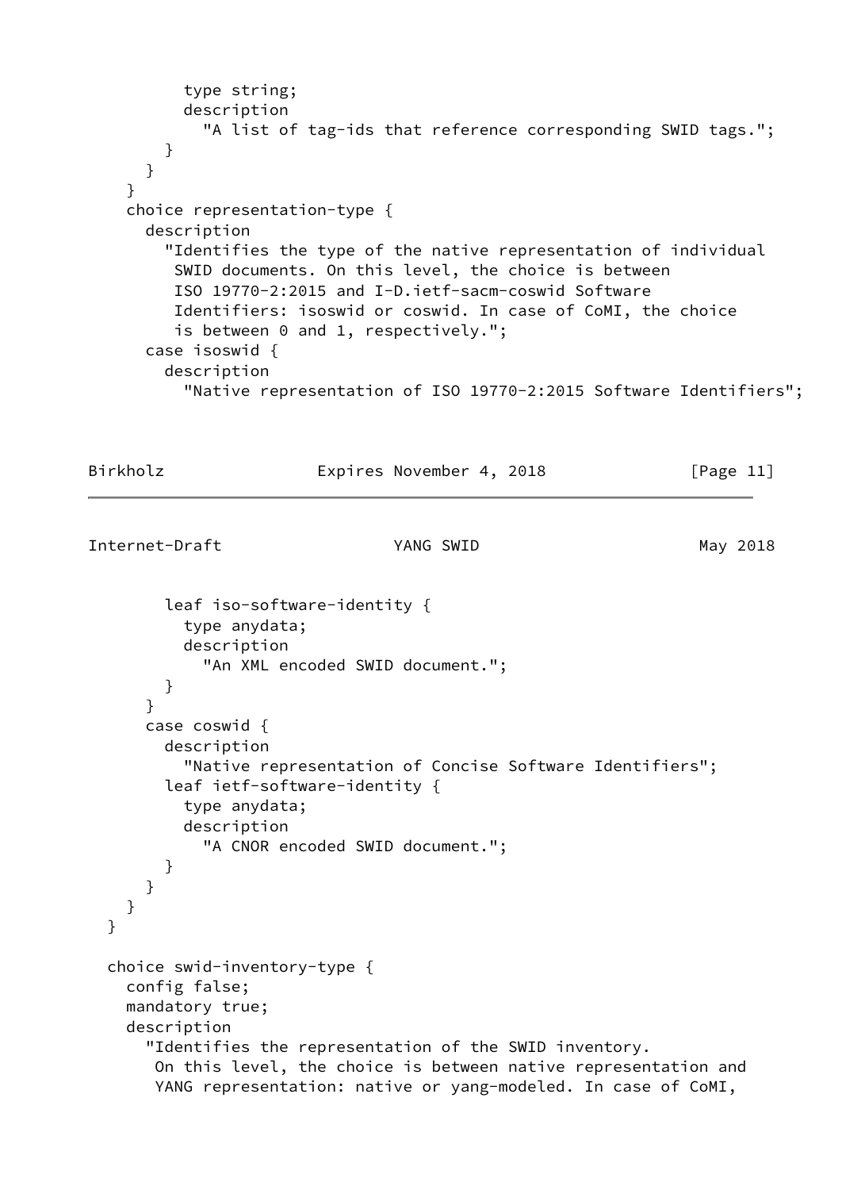```
          type string;
          description
            "A list of tag-ids that reference corresponding SWID tags.";
        }
      }
    }
    choice representation-type {
      description
        "Identifies the type of the native representation of individual
         SWID documents. On this level, the choice is between
         ISO 19770-2:2015 and I-D.ietf-sacm-coswid Software
         Identifiers: isoswid or coswid. In case of CoMI, the choice
         is between 0 and 1, respectively.";
      case isoswid {
        description
          "Native representation of ISO 19770-2:2015 Software Identifiers";
```

```
        leaf iso-software-identity {
          type anydata;
          description
            "An XML encoded SWID document.";
        }
      }
      case coswid {
        description
          "Native representation of Concise Software Identifiers";
        leaf ietf-software-identity {
          type anydata;
          description
            "A CNOR encoded SWID document.";
        }
      }
    }
  }

  choice swid-inventory-type {
    config false;
    mandatory true;
    description
      "Identifies the representation of the SWID inventory.
       On this level, the choice is between native representation and
       YANG representation: native or yang-modeled. In case of CoMI,
```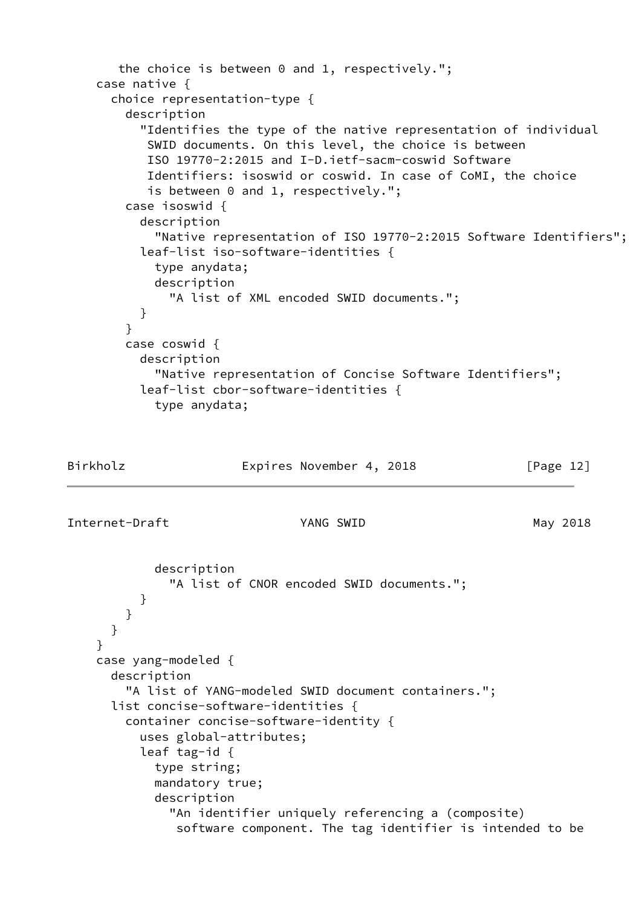```
         the choice is between 0 and 1, respectively.";
      case native {
        choice representation-type {
          description
            "Identifies the type of the native representation of individual
             SWID documents. On this level, the choice is between
             ISO 19770-2:2015 and I-D.ietf-sacm-coswid Software
             Identifiers: isoswid or coswid. In case of CoMI, the choice
             is between 0 and 1, respectively.";
          case isoswid {
            description
              "Native representation of ISO 19770-2:2015 Software Identifiers";
            leaf-list iso-software-identities {
              type anydata;
              description
                "A list of XML encoded SWID documents.";
            }
          }
          case coswid {
            description
              "Native representation of Concise Software Identifiers";
            leaf-list cbor-software-identities {
              type anydata;
              description
                "A list of CNOR encoded SWID documents.";
            }
          }
        }
      }
      case yang-modeled {
        description
          "A list of YANG-modeled SWID document containers.";
        list concise-software-identities {
          container concise-software-identity {
            uses global-attributes;
            leaf tag-id {
              type string;
              mandatory true;
              description
                "An identifier uniquely referencing a (composite)
                 software component. The tag identifier is intended to be
```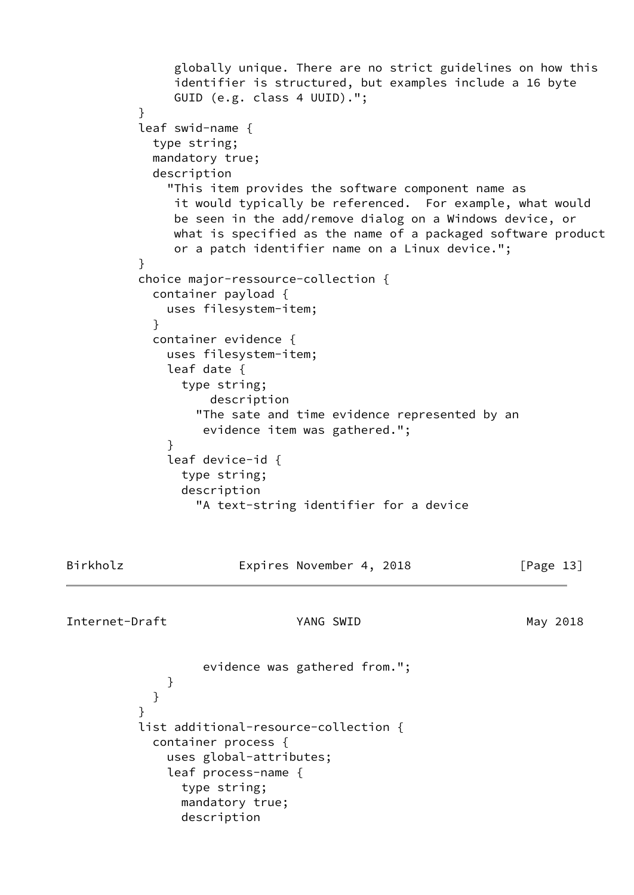```
                globally unique. There are no strict guidelines on how this
                identifier is structured, but examples include a 16 byte
                GUID (e.g. class 4 UUID).";
          }
          leaf swid-name {
            type string;
            mandatory true;
            description
              "This item provides the software component name as
               it would typically be referenced.  For example, what would
               be seen in the add/remove dialog on a Windows device, or
               what is specified as the name of a packaged software product
               or a patch identifier name on a Linux device.";
          }
          choice major-ressource-collection {
            container payload {
              uses filesystem-item;
            }
            container evidence {
              uses filesystem-item;
              leaf date {
                type string;
                    description
                  "The sate and time evidence represented by an
                   evidence item was gathered.";
              }
              leaf device-id {
                type string;
                description
                  "A text-string identifier for a device
                   evidence was gathered from.";
              }
            }
          }
          list additional-resource-collection {
            container process {
              uses global-attributes;
              leaf process-name {
                type string;
                mandatory true;
                description
```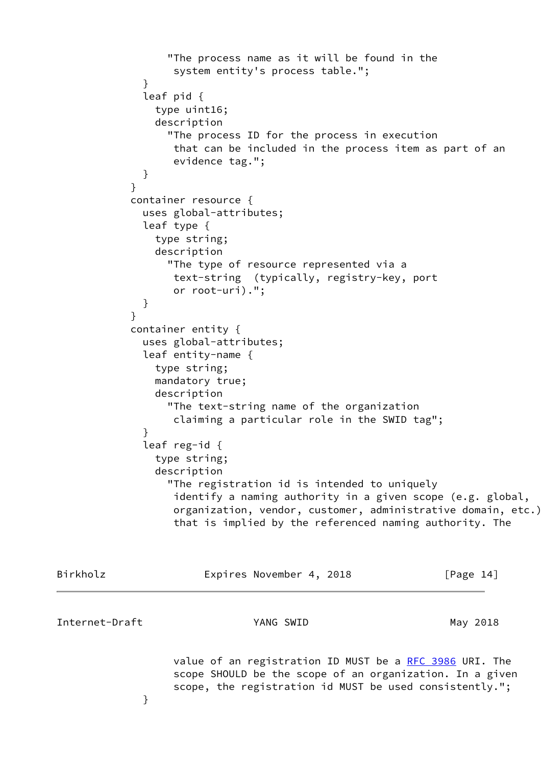```
                "The process name as it will be found in the
                 system entity's process table.";
            }
            leaf pid {
              type uint16;
              description
                "The process ID for the process in execution
                 that can be included in the process item as part of an
                 evidence tag.";
            }
          }
          container resource {
            uses global-attributes;
            leaf type {
              type string;
              description
                "The type of resource represented via a
                 text-string  (typically, registry-key, port
                 or root-uri).";
            }
          }
          container entity {
            uses global-attributes;
            leaf entity-name {
              type string;
              mandatory true;
              description
                "The text-string name of the organization
                 claiming a particular role in the SWID tag";
            }
            leaf reg-id {
              type string;
              description
                "The registration id is intended to uniquely
                 identify a naming authority in a given scope (e.g. global,
                 organization, vendor, customer, administrative domain, etc.)
                 that is implied by the referenced naming authority. The
                 value of an registration ID MUST be a RFC 3986 URI. The
                 scope SHOULD be the scope of an organization. In a given
                 scope, the registration id MUST be used consistently.";
            }
```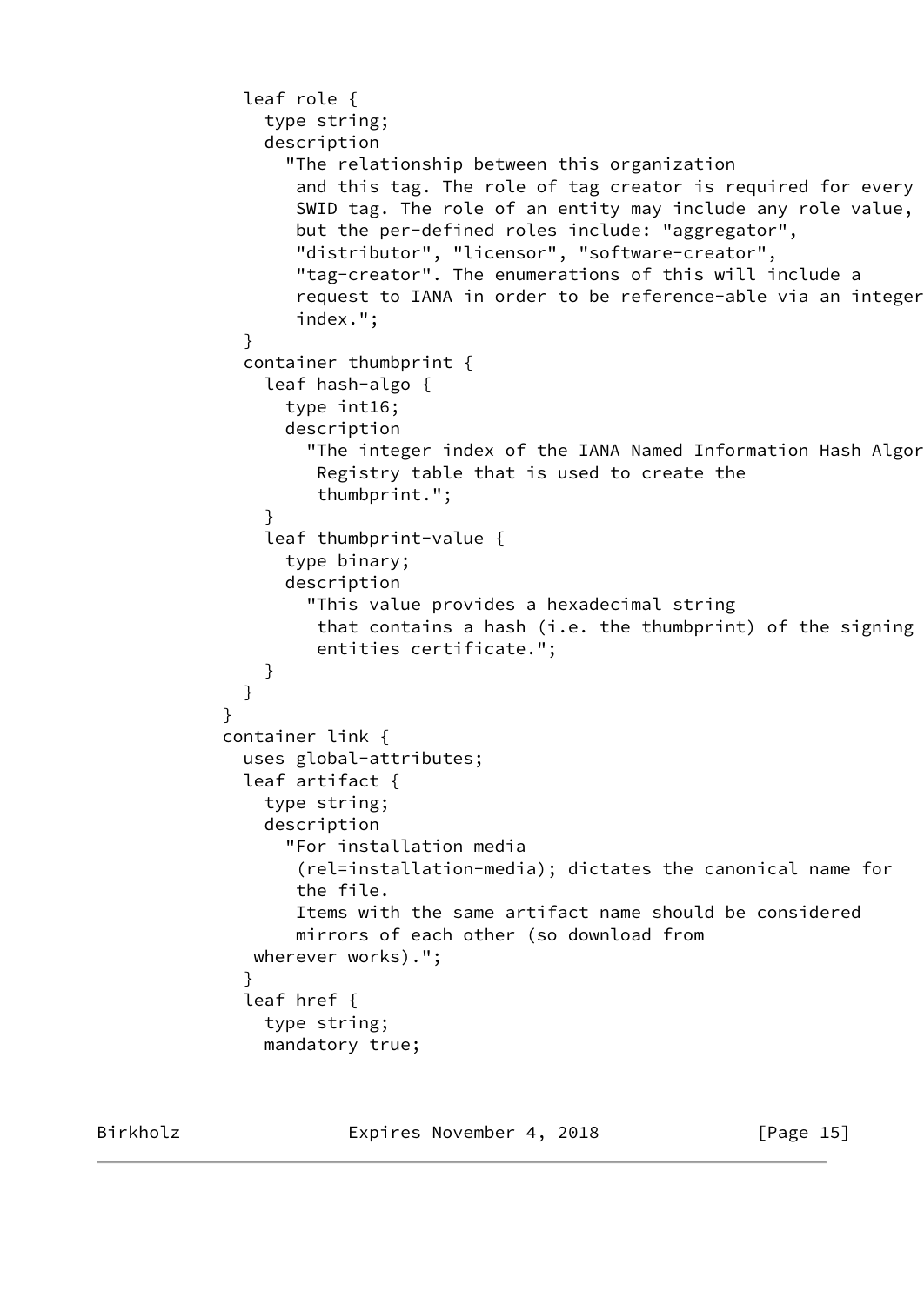```
            leaf role {
              type string;
              description
                "The relationship between this organization
                 and this tag. The role of tag creator is required for every
                 SWID tag. The role of an entity may include any role value,
                 but the per-defined roles include: "aggregator",
                 "distributor", "licensor", "software-creator",
                 "tag-creator". The enumerations of this will include a
                 request to IANA in order to be reference-able via an integer
                 index.";
            }
            container thumbprint {
              leaf hash-algo {
                type int16;
                description
                  "The integer index of the IANA Named Information Hash Algor
                   Registry table that is used to create the
                   thumbprint.";
              }
              leaf thumbprint-value {
                type binary;
                description
                  "This value provides a hexadecimal string
                   that contains a hash (i.e. the thumbprint) of the signing
                   entities certificate.";
              }
            }
          }
          container link {
            uses global-attributes;
            leaf artifact {
              type string;
              description
                "For installation media
                 (rel=installation-media); dictates the canonical name for
                 the file.
                 Items with the same artifact name should be considered
                 mirrors of each other (so download from
             wherever works).";
            }
            leaf href {
              type string;
              mandatory true;
```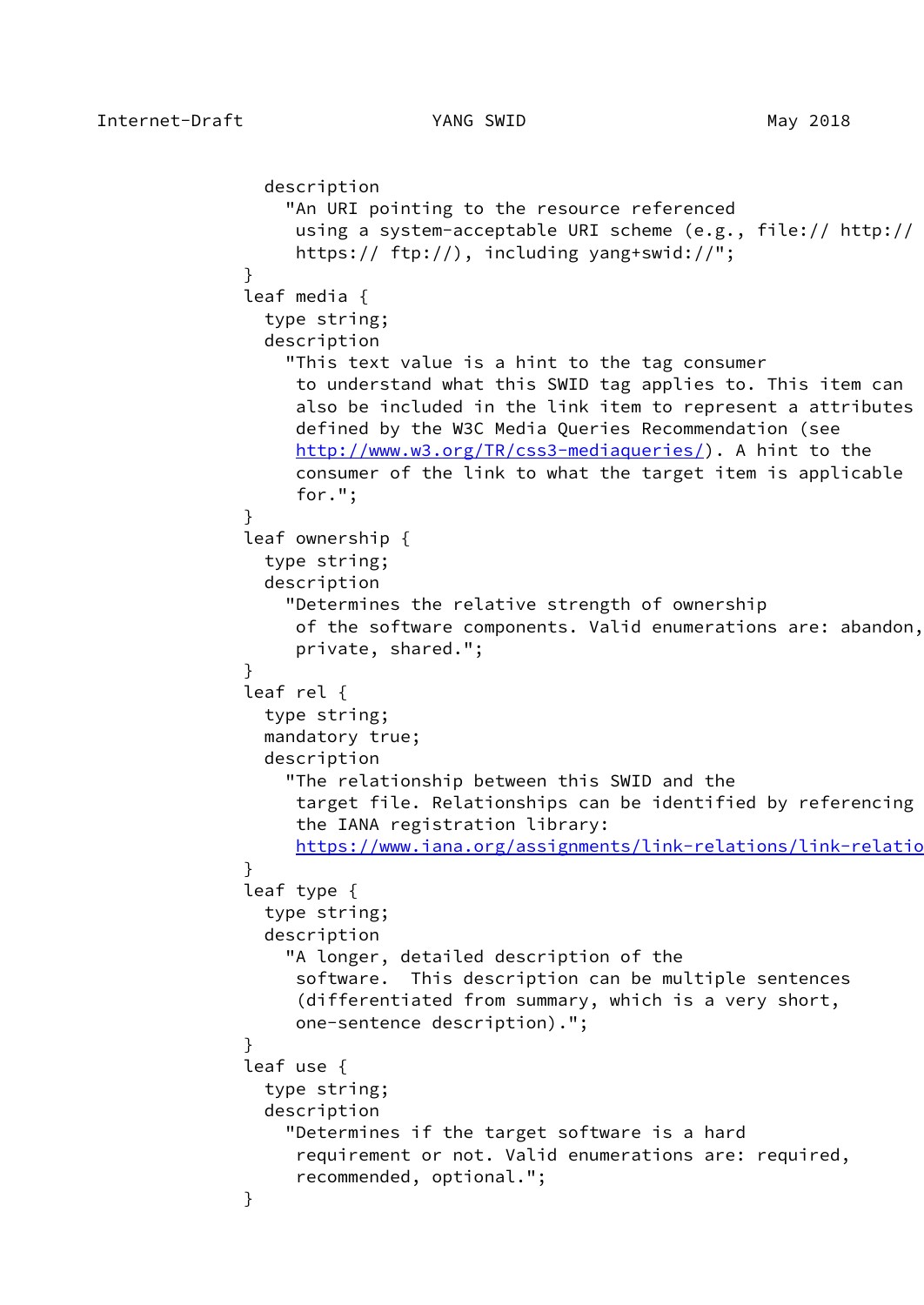```
                description
                  "An URI pointing to the resource referenced
                   using a system-acceptable URI scheme (e.g., file:// http://
                   https:// ftp://), including yang+swid://";
              }
              leaf media {
                type string;
                description
                  "This text value is a hint to the tag consumer
                   to understand what this SWID tag applies to. This item can
                   also be included in the link item to represent a attributes
                   defined by the W3C Media Queries Recommendation (see
                   http://www.w3.org/TR/css3-mediaqueries/). A hint to the
                   consumer of the link to what the target item is applicable
                   for.";
              }
              leaf ownership {
                type string;
                description
                  "Determines the relative strength of ownership
                   of the software components. Valid enumerations are: abandon,
                   private, shared.";
              }
              leaf rel {
                type string;
                mandatory true;
                description
                  "The relationship between this SWID and the
                   target file. Relationships can be identified by referencing
                   the IANA registration library:
                   https://www.iana.org/assignments/link-relations/link-relatio
              }
              leaf type {
                type string;
                description
                  "A longer, detailed description of the
                   software.  This description can be multiple sentences
                   (differentiated from summary, which is a very short,
                   one-sentence description).";
              }
              leaf use {
                type string;
                description
                  "Determines if the target software is a hard
                   requirement or not. Valid enumerations are: required,
                   recommended, optional.";
              }
```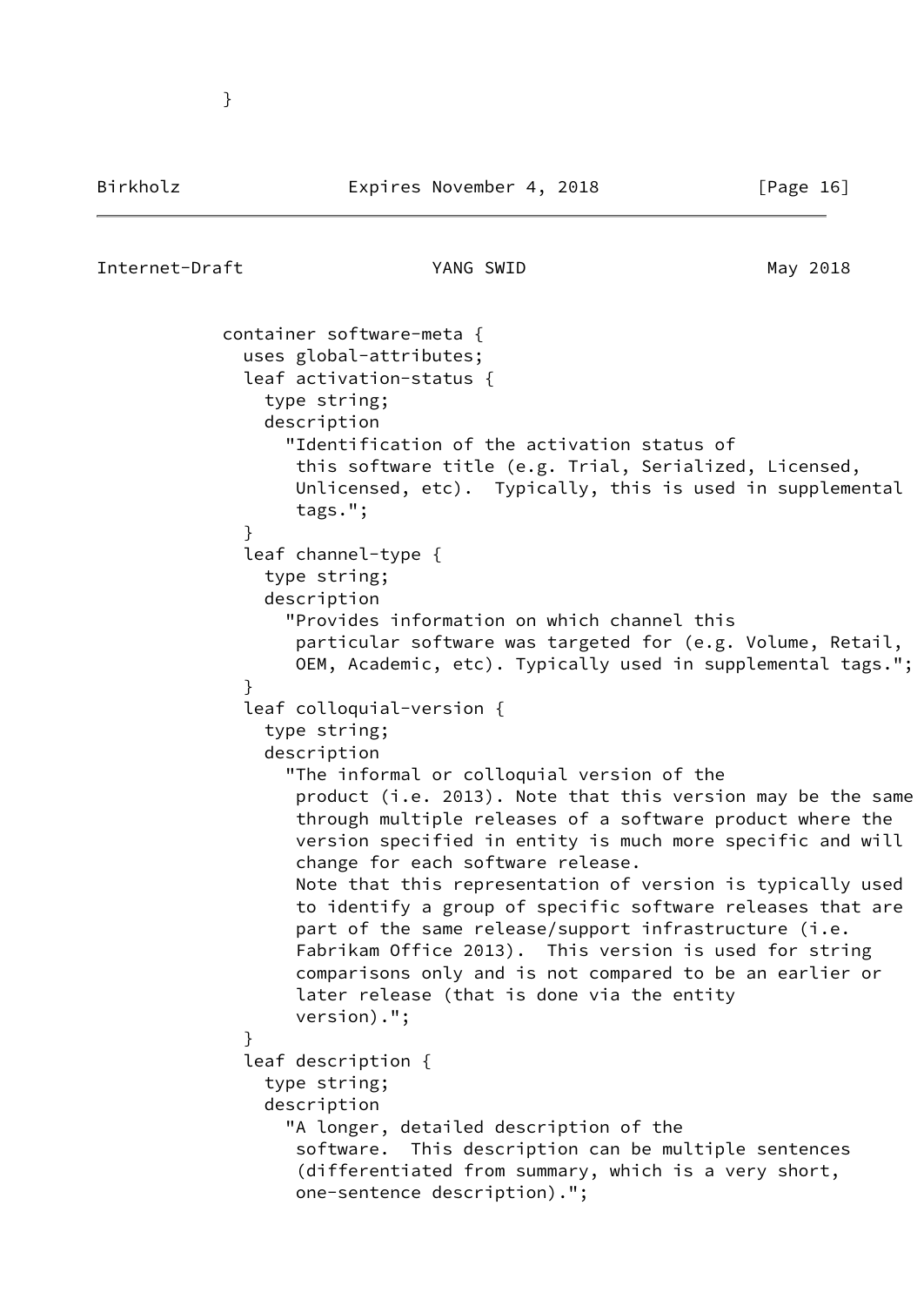```
          }

            container software-meta {
              uses global-attributes;
              leaf activation-status {
                type string;
                description
                  "Identification of the activation status of
                   this software title (e.g. Trial, Serialized, Licensed,
                   Unlicensed, etc).  Typically, this is used in supplemental
                   tags.";
              }
              leaf channel-type {
                type string;
                description
                  "Provides information on which channel this
                   particular software was targeted for (e.g. Volume, Retail,
                   OEM, Academic, etc). Typically used in supplemental tags.";
              }
              leaf colloquial-version {
                type string;
                description
                  "The informal or colloquial version of the
                   product (i.e. 2013). Note that this version may be the same
                   through multiple releases of a software product where the
                   version specified in entity is much more specific and will
                   change for each software release.
                   Note that this representation of version is typically used
                   to identify a group of specific software releases that are
                   part of the same release/support infrastructure (i.e.
                   Fabrikam Office 2013).  This version is used for string
                   comparisons only and is not compared to be an earlier or
                   later release (that is done via the entity
                   version).";
              }
              leaf description {
                type string;
                description
                  "A longer, detailed description of the
                   software.  This description can be multiple sentences
                   (differentiated from summary, which is a very short,
                   one-sentence description).";
```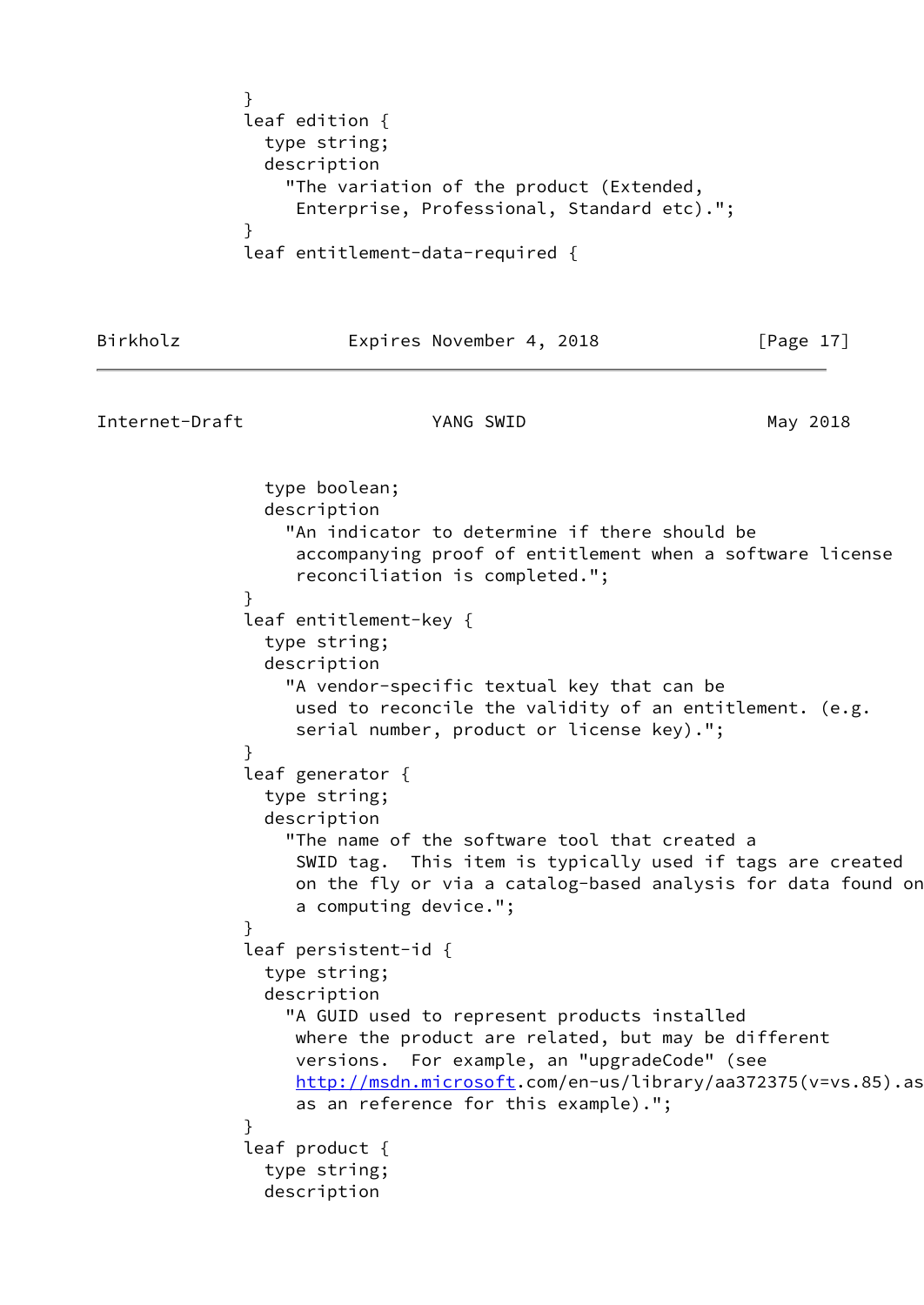```
            }
            leaf edition {
              type string;
              description
                "The variation of the product (Extended,
                 Enterprise, Professional, Standard etc).";
            }
            leaf entitlement-data-required {
```

```
              type boolean;
              description
                "An indicator to determine if there should be
                 accompanying proof of entitlement when a software license
                 reconciliation is completed.";
            }
            leaf entitlement-key {
              type string;
              description
                "A vendor-specific textual key that can be
                 used to reconcile the validity of an entitlement. (e.g.
                 serial number, product or license key).";
            }
            leaf generator {
              type string;
              description
                "The name of the software tool that created a
                 SWID tag.  This item is typically used if tags are created
                 on the fly or via a catalog-based analysis for data found on
                 a computing device.";
            }
            leaf persistent-id {
              type string;
              description
                "A GUID used to represent products installed
                 where the product are related, but may be different
                 versions.  For example, an "upgradeCode" (see
                 http://msdn.microsoft.com/en-us/library/aa372375(v=vs.85).as
                 as an reference for this example).";
            }
            leaf product {
              type string;
              description
```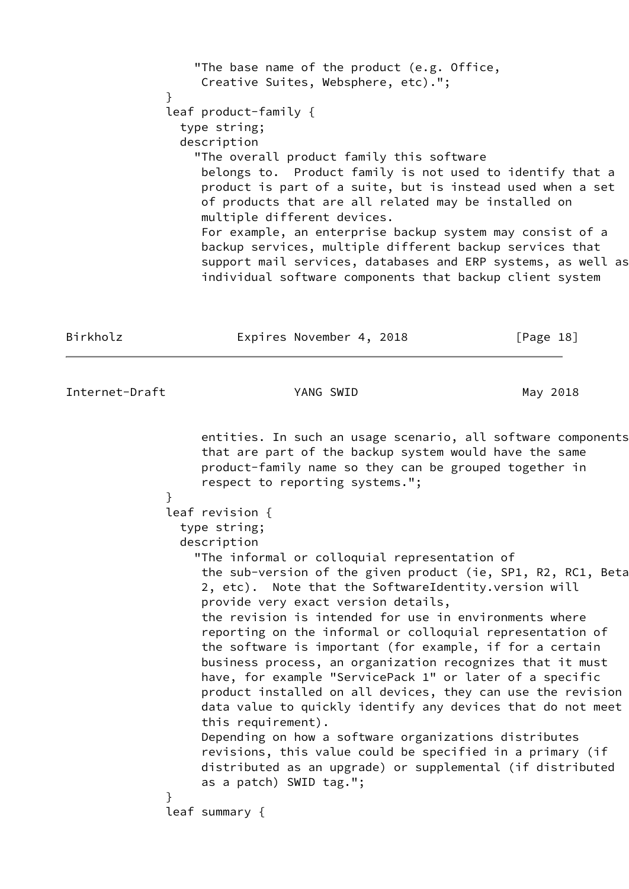```
                "The base name of the product (e.g. Office,
                 Creative Suites, Websphere, etc).";
            }
            leaf product-family {
              type string;
              description
                "The overall product family this software
                 belongs to.  Product family is not used to identify that a
                 product is part of a suite, but is instead used when a set
                 of products that are all related may be installed on
                 multiple different devices.
                 For example, an enterprise backup system may consist of a
                 backup services, multiple different backup services that
                 support mail services, databases and ERP systems, as well as
                 individual software components that backup client system
                 entities. In such an usage scenario, all software components
                 that are part of the backup system would have the same
                 product-family name so they can be grouped together in
                 respect to reporting systems.";
            }
            leaf revision {
              type string;
              description
                "The informal or colloquial representation of
                 the sub-version of the given product (ie, SP1, R2, RC1, Beta
                 2, etc).  Note that the SoftwareIdentity.version will
                 provide very exact version details,
                 the revision is intended for use in environments where
                 reporting on the informal or colloquial representation of
                 the software is important (for example, if for a certain
                 business process, an organization recognizes that it must
                 have, for example "ServicePack 1" or later of a specific
                 product installed on all devices, they can use the revision
                 data value to quickly identify any devices that do not meet
                 this requirement).
                 Depending on how a software organizations distributes
                 revisions, this value could be specified in a primary (if
                 distributed as an upgrade) or supplemental (if distributed
                 as a patch) SWID tag.";
            }
            leaf summary {
```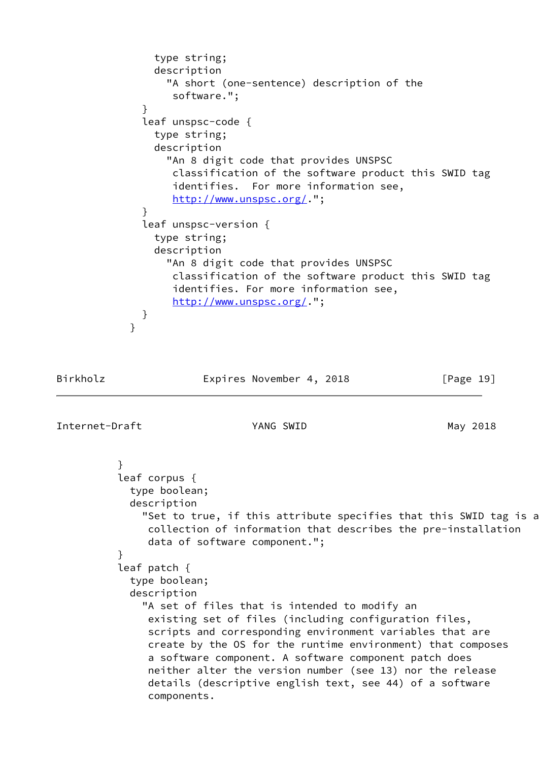```
              type string;
              description
                "A short (one-sentence) description of the
                 software.";
            }
            leaf unspsc-code {
              type string;
              description
                "An 8 digit code that provides UNSPSC
                 classification of the software product this SWID tag
                 identifies.  For more information see,
                 http://www.unspsc.org/.";
            }
            leaf unspsc-version {
              type string;
              description
                "An 8 digit code that provides UNSPSC
                 classification of the software product this SWID tag
                 identifies. For more information see,
                 http://www.unspsc.org/.";
            }
          }
```

```
        }
        leaf corpus {
          type boolean;
          description
            "Set to true, if this attribute specifies that this SWID tag is a
             collection of information that describes the pre-installation
             data of software component.";
        }
        leaf patch {
          type boolean;
          description
            "A set of files that is intended to modify an
             existing set of files (including configuration files,
             scripts and corresponding environment variables that are
             create by the OS for the runtime environment) that composes
             a software component. A software component patch does
             neither alter the version number (see 13) nor the release
             details (descriptive english text, see 44) of a software
             components.
```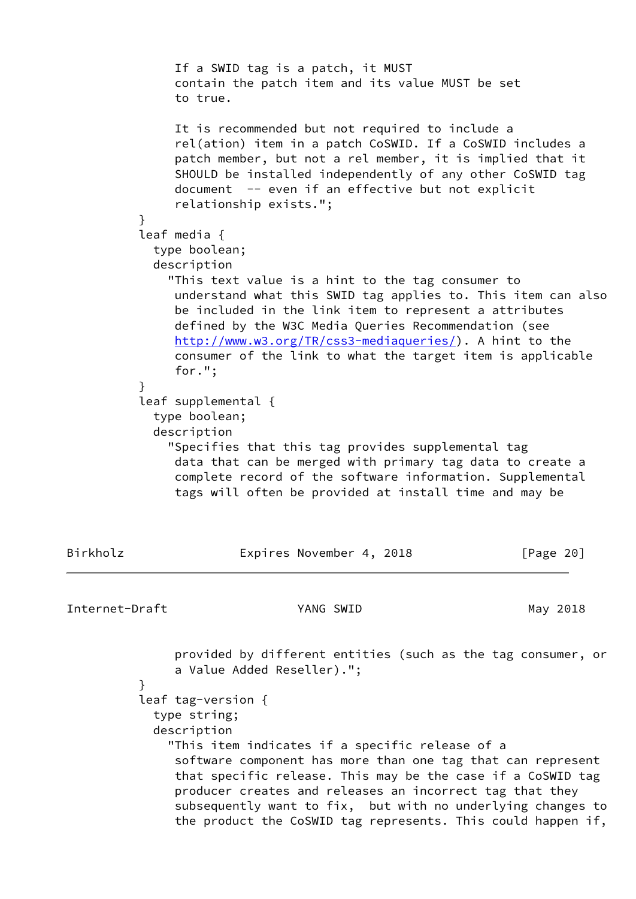```
             If a SWID tag is a patch, it MUST
             contain the patch item and its value MUST be set
             to true.

             It is recommended but not required to include a
             rel(ation) item in a patch CoSWID. If a CoSWID includes a
             patch member, but not a rel member, it is implied that it
             SHOULD be installed independently of any other CoSWID tag
             document  -- even if an effective but not explicit
             relationship exists.";
        }
        leaf media {
          type boolean;
          description
            "This text value is a hint to the tag consumer to
             understand what this SWID tag applies to. This item can also
             be included in the link item to represent a attributes
             defined by the W3C Media Queries Recommendation (see
             http://www.w3.org/TR/css3-mediaqueries/). A hint to the
             consumer of the link to what the target item is applicable
             for.";
        }
        leaf supplemental {
          type boolean;
          description
            "Specifies that this tag provides supplemental tag
             data that can be merged with primary tag data to create a
             complete record of the software information. Supplemental
             tags will often be provided at install time and may be
             provided by different entities (such as the tag consumer, or
             a Value Added Reseller).";
        }
        leaf tag-version {
          type string;
          description
            "This item indicates if a specific release of a
             software component has more than one tag that can represent
             that specific release. This may be the case if a CoSWID tag
             producer creates and releases an incorrect tag that they
             subsequently want to fix,  but with no underlying changes to
             the product the CoSWID tag represents. This could happen if,
```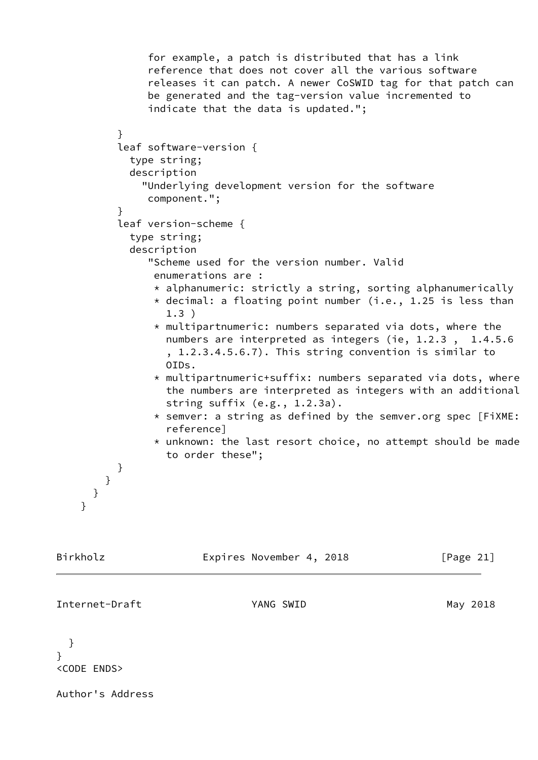```
              for example, a patch is distributed that has a link
              reference that does not cover all the various software
              releases it can patch. A newer CoSWID tag for that patch can
              be generated and the tag-version value incremented to
              indicate that the data is updated.";

          }
          leaf software-version {
            type string;
            description
              "Underlying development version for the software
              component.";
          }
          leaf version-scheme {
            type string;
            description
              "Scheme used for the version number. Valid
               enumerations are :
               * alphanumeric: strictly a string, sorting alphanumerically
               * decimal: a floating point number (i.e., 1.25 is less than
                 1.3 )
               * multipartnumeric: numbers separated via dots, where the
                 numbers are interpreted as integers (ie, 1.2.3 ,  1.4.5.6
                 , 1.2.3.4.5.6.7). This string convention is similar to
                 OIDs.
               * multipartnumeric+suffix: numbers separated via dots, where
                 the numbers are interpreted as integers with an additional
                 string suffix (e.g., 1.2.3a).
               * semver: a string as defined by the semver.org spec [FiXME:
                 reference]
               * unknown: the last resort choice, no attempt should be made
                 to order these";
          }
        }
      }
    }

  }
}
<CODE ENDS>
```

Author's Address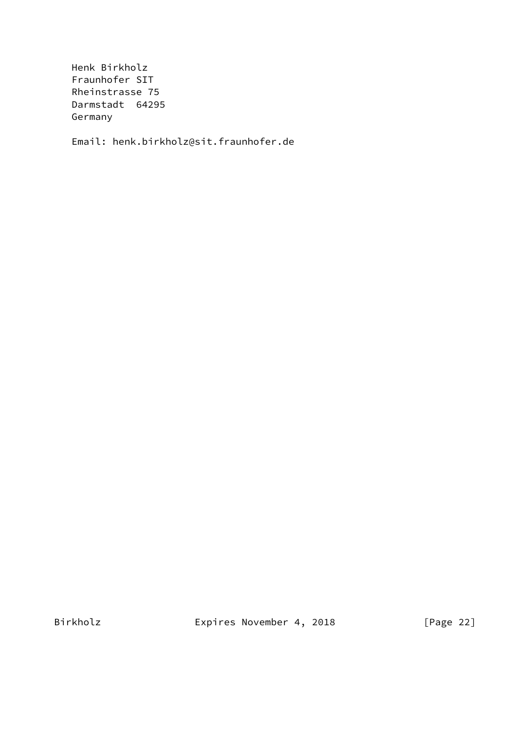Henk Birkholz
Fraunhofer SIT
Rheinstrasse 75
Darmstadt  64295
Germany

Email: henk.birkholz@sit.fraunhofer.de